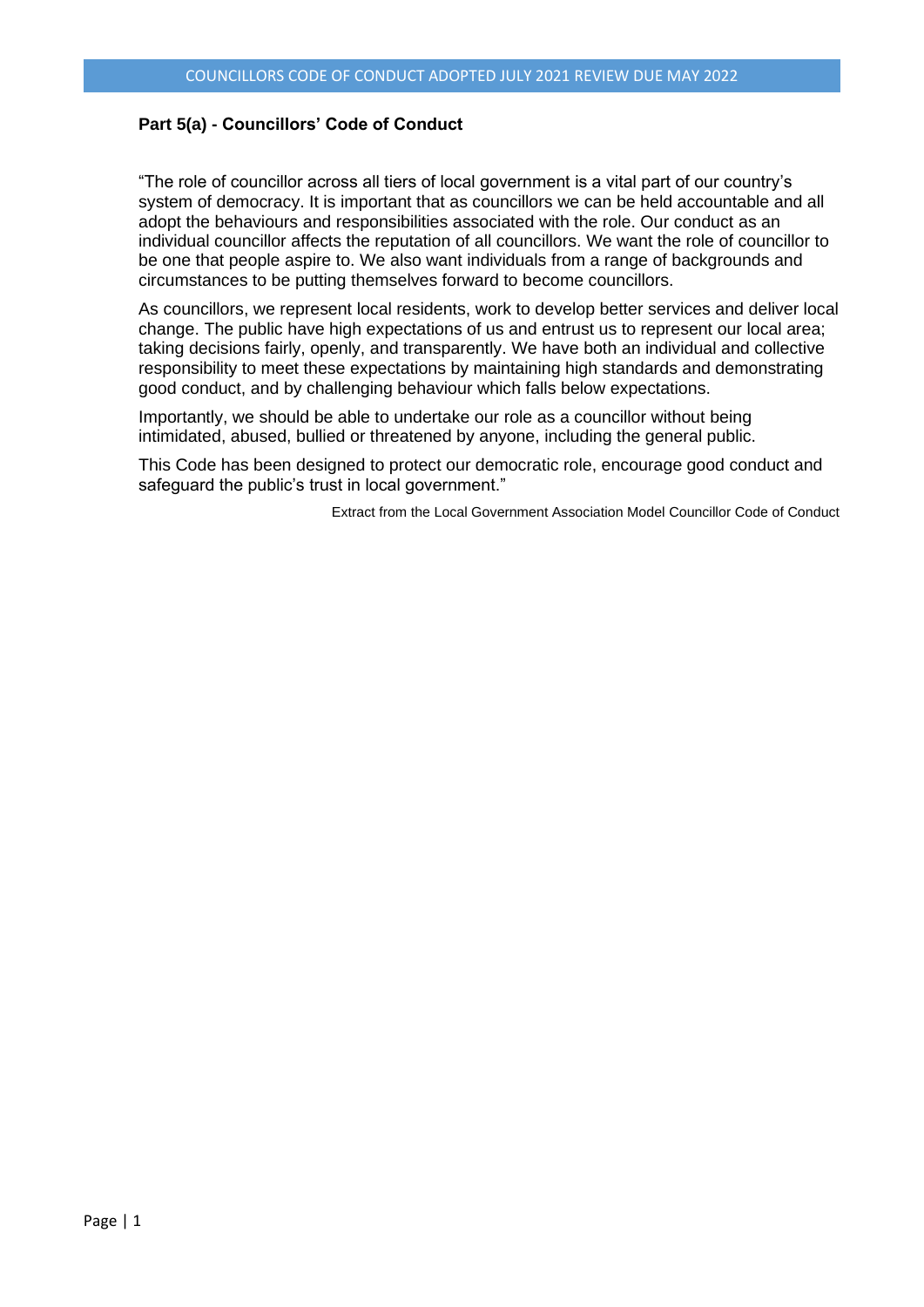## Part 5(a) - Councillors' Code of Conduct

"The role of councillor across all tiers of local government is a vital part of our country's system of democracy. It is important that as councillors we can be held accountable and all adopt the behaviours and responsibilities associated with the role. Our conduct as an individual councillor affects the reputation of all councillors. We want the role of councillor to be one that people aspire to. We also want individuals from a range of backgrounds and circumstances to be putting themselves forward to become councillors.

As councillors, we represent local residents, work to develop better services and deliver local change. The public have high expectations of us and entrust us to represent our local area; taking decisions fairly, openly, and transparently. We have both an individual and collective responsibility to meet these expectations by maintaining high standards and demonstrating good conduct, and by challenging behaviour which falls below expectations.

Importantly, we should be able to undertake our role as a councillor without being intimidated, abused, bullied or threatened by anyone, including the general public.

This Code has been designed to protect our democratic role, encourage good conduct and safeguard the public's trust in local government."

Extract from the Local Government Association Model Councillor Code of Conduct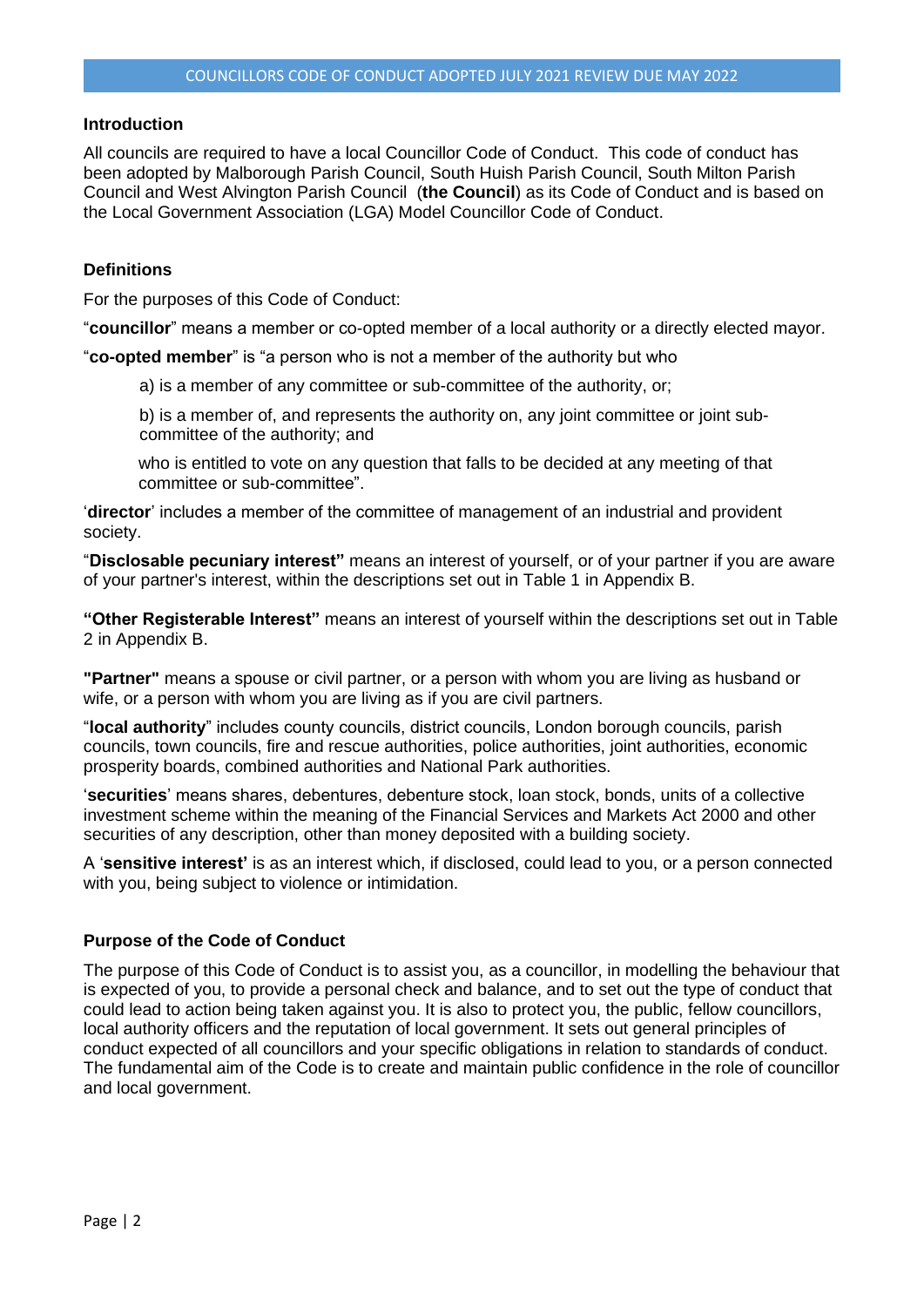## Introduction

All councils are required to have a local Councillor Code of Conduct. This code of conduct has been adopted by Malborough Parish Council, South Huish Parish Council, South Milton Parish Council and West Alvington Parish Council (**the Council**) as its Code of Conduct and is based on the Local Government Association (LGA) Model Councillor Code of Conduct.

## Definitions

For the purposes of this Code of Conduct:

"**councillor**" means a member or co-opted member of a local authority or a directly elected mayor.

"**co-opted member**" is "a person who is not a member of the authority but who

> a) is a member of any committee or sub-committee of the authority, or;
>
> b) is a member of, and represents the authority on, any joint committee or joint sub-committee of the authority; and
>
> who is entitled to vote on any question that falls to be decided at any meeting of that committee or sub-committee".

'**director**' includes a member of the committee of management of an industrial and provident society.

"**Disclosable pecuniary interest"** means an interest of yourself, or of your partner if you are aware of your partner's interest, within the descriptions set out in Table 1 in Appendix B.

**"Other Registerable Interest"** means an interest of yourself within the descriptions set out in Table 2 in Appendix B.

**"Partner"** means a spouse or civil partner, or a person with whom you are living as husband or wife, or a person with whom you are living as if you are civil partners.

"**local authority**" includes county councils, district councils, London borough councils, parish councils, town councils, fire and rescue authorities, police authorities, joint authorities, economic prosperity boards, combined authorities and National Park authorities.

'**securities**' means shares, debentures, debenture stock, loan stock, bonds, units of a collective investment scheme within the meaning of the Financial Services and Markets Act 2000 and other securities of any description, other than money deposited with a building society.

A '**sensitive interest'** is as an interest which, if disclosed, could lead to you, or a person connected with you, being subject to violence or intimidation.

## Purpose of the Code of Conduct

The purpose of this Code of Conduct is to assist you, as a councillor, in modelling the behaviour that is expected of you, to provide a personal check and balance, and to set out the type of conduct that could lead to action being taken against you. It is also to protect you, the public, fellow councillors, local authority officers and the reputation of local government. It sets out general principles of conduct expected of all councillors and your specific obligations in relation to standards of conduct. The fundamental aim of the Code is to create and maintain public confidence in the role of councillor and local government.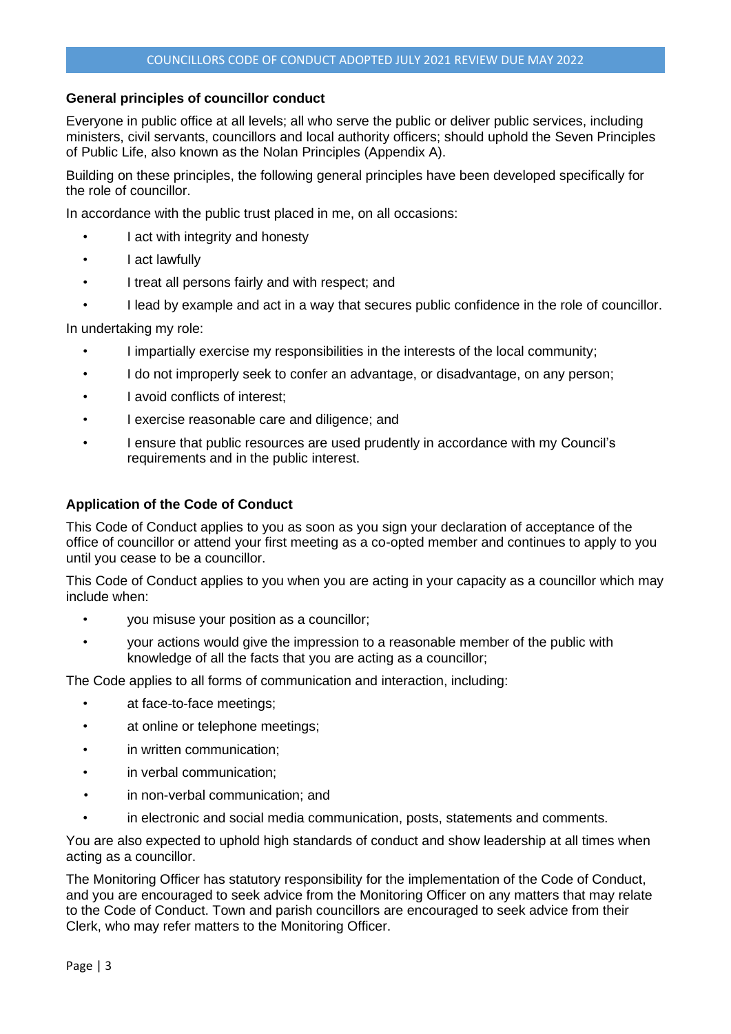## General principles of councillor conduct

Everyone in public office at all levels; all who serve the public or deliver public services, including ministers, civil servants, councillors and local authority officers; should uphold the Seven Principles of Public Life, also known as the Nolan Principles (Appendix A).

Building on these principles, the following general principles have been developed specifically for the role of councillor.

In accordance with the public trust placed in me, on all occasions:

- I act with integrity and honesty
- I act lawfully
- I treat all persons fairly and with respect; and
- I lead by example and act in a way that secures public confidence in the role of councillor.

In undertaking my role:

- I impartially exercise my responsibilities in the interests of the local community;
- I do not improperly seek to confer an advantage, or disadvantage, on any person;
- I avoid conflicts of interest;
- I exercise reasonable care and diligence; and
- I ensure that public resources are used prudently in accordance with my Council's requirements and in the public interest.

## Application of the Code of Conduct

This Code of Conduct applies to you as soon as you sign your declaration of acceptance of the office of councillor or attend your first meeting as a co-opted member and continues to apply to you until you cease to be a councillor.

This Code of Conduct applies to you when you are acting in your capacity as a councillor which may include when:

- you misuse your position as a councillor;
- your actions would give the impression to a reasonable member of the public with knowledge of all the facts that you are acting as a councillor;

The Code applies to all forms of communication and interaction, including:

- at face-to-face meetings;
- at online or telephone meetings;
- in written communication;
- in verbal communication;
- in non-verbal communication; and
- in electronic and social media communication, posts, statements and comments.

You are also expected to uphold high standards of conduct and show leadership at all times when acting as a councillor.

The Monitoring Officer has statutory responsibility for the implementation of the Code of Conduct, and you are encouraged to seek advice from the Monitoring Officer on any matters that may relate to the Code of Conduct. Town and parish councillors are encouraged to seek advice from their Clerk, who may refer matters to the Monitoring Officer.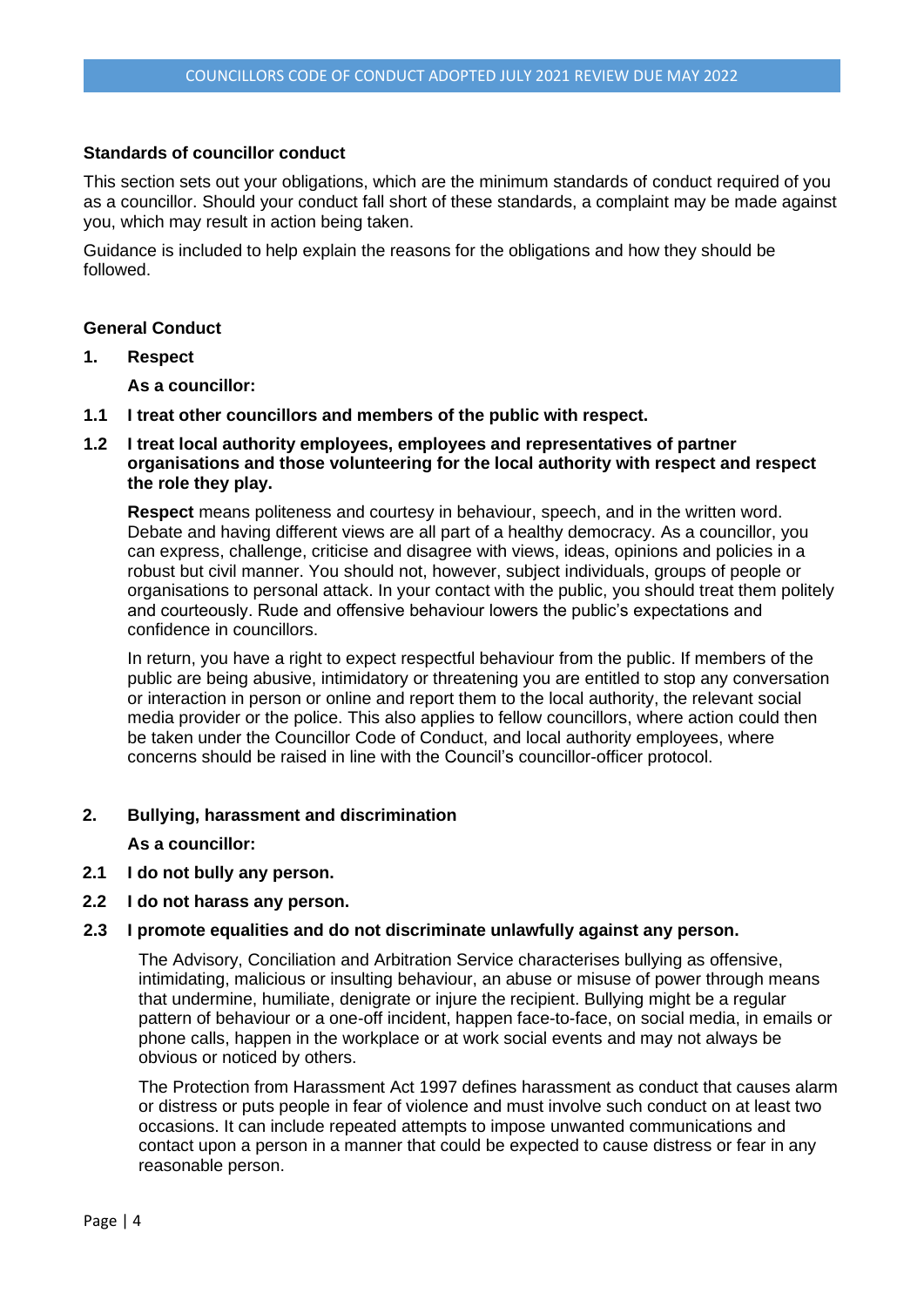### Standards of councillor conduct

This section sets out your obligations, which are the minimum standards of conduct required of you as a councillor. Should your conduct fall short of these standards, a complaint may be made against you, which may result in action being taken.

Guidance is included to help explain the reasons for the obligations and how they should be followed.

### General Conduct

**1. Respect**

**As a councillor:**

**1.1 I treat other councillors and members of the public with respect.**

**1.2 I treat local authority employees, employees and representatives of partner organisations and those volunteering for the local authority with respect and respect the role they play.**

**Respect** means politeness and courtesy in behaviour, speech, and in the written word. Debate and having different views are all part of a healthy democracy. As a councillor, you can express, challenge, criticise and disagree with views, ideas, opinions and policies in a robust but civil manner. You should not, however, subject individuals, groups of people or organisations to personal attack. In your contact with the public, you should treat them politely and courteously. Rude and offensive behaviour lowers the public's expectations and confidence in councillors.

In return, you have a right to expect respectful behaviour from the public. If members of the public are being abusive, intimidatory or threatening you are entitled to stop any conversation or interaction in person or online and report them to the local authority, the relevant social media provider or the police. This also applies to fellow councillors, where action could then be taken under the Councillor Code of Conduct, and local authority employees, where concerns should be raised in line with the Council's councillor-officer protocol.

**2. Bullying, harassment and discrimination**

**As a councillor:**

**2.1 I do not bully any person.**

**2.2 I do not harass any person.**

**2.3 I promote equalities and do not discriminate unlawfully against any person.**

The Advisory, Conciliation and Arbitration Service characterises bullying as offensive, intimidating, malicious or insulting behaviour, an abuse or misuse of power through means that undermine, humiliate, denigrate or injure the recipient. Bullying might be a regular pattern of behaviour or a one-off incident, happen face-to-face, on social media, in emails or phone calls, happen in the workplace or at work social events and may not always be obvious or noticed by others.

The Protection from Harassment Act 1997 defines harassment as conduct that causes alarm or distress or puts people in fear of violence and must involve such conduct on at least two occasions. It can include repeated attempts to impose unwanted communications and contact upon a person in a manner that could be expected to cause distress or fear in any reasonable person.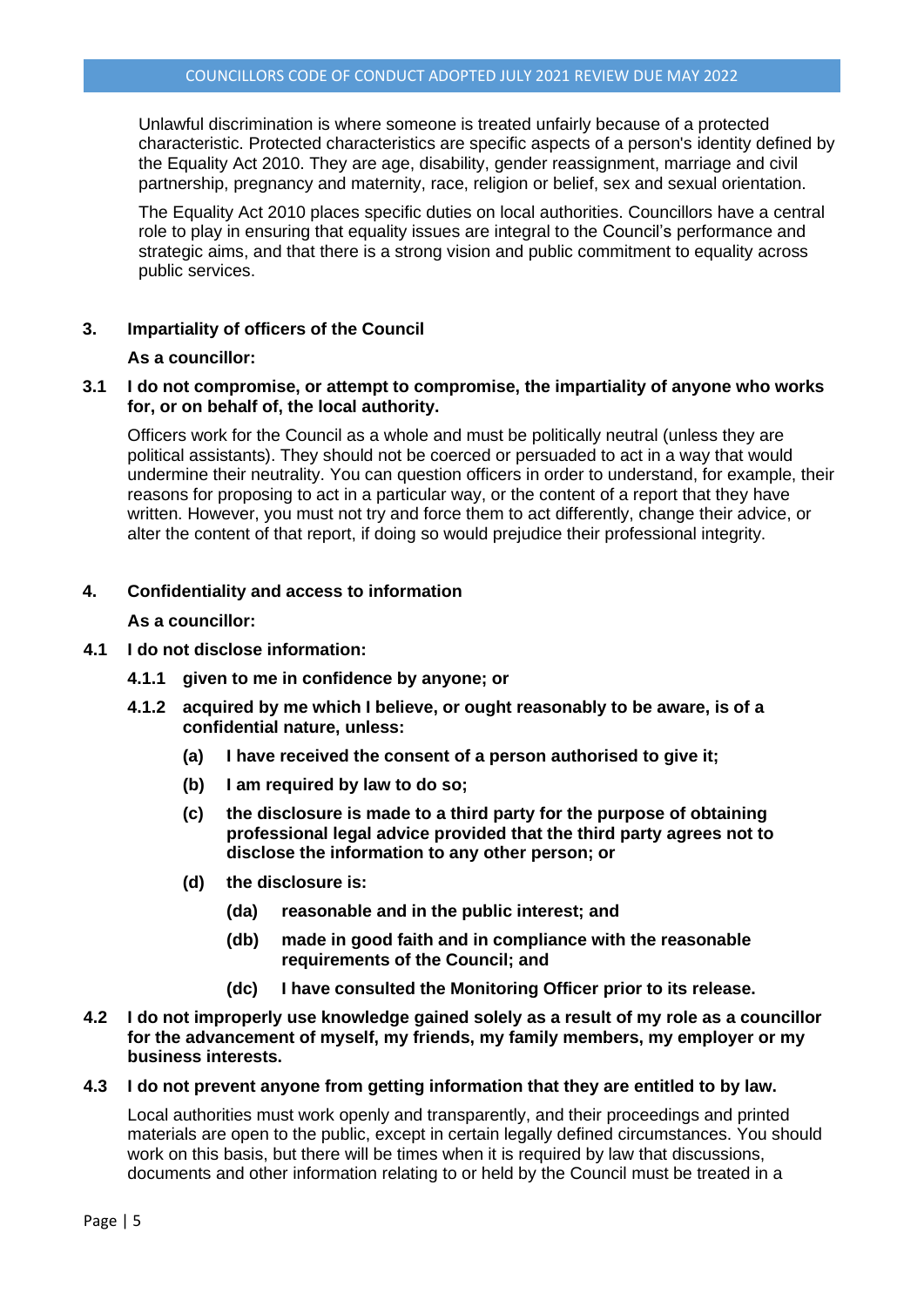Unlawful discrimination is where someone is treated unfairly because of a protected characteristic. Protected characteristics are specific aspects of a person's identity defined by the Equality Act 2010. They are age, disability, gender reassignment, marriage and civil partnership, pregnancy and maternity, race, religion or belief, sex and sexual orientation.

The Equality Act 2010 places specific duties on local authorities. Councillors have a central role to play in ensuring that equality issues are integral to the Council's performance and strategic aims, and that there is a strong vision and public commitment to equality across public services.

## 3. Impartiality of officers of the Council

**As a councillor:**

**3.1 I do not compromise, or attempt to compromise, the impartiality of anyone who works for, or on behalf of, the local authority.**

Officers work for the Council as a whole and must be politically neutral (unless they are political assistants). They should not be coerced or persuaded to act in a way that would undermine their neutrality. You can question officers in order to understand, for example, their reasons for proposing to act in a particular way, or the content of a report that they have written. However, you must not try and force them to act differently, change their advice, or alter the content of that report, if doing so would prejudice their professional integrity.

## 4. Confidentiality and access to information

**As a councillor:**

**4.1 I do not disclose information:**

**4.1.1 given to me in confidence by anyone; or**

**4.1.2 acquired by me which I believe, or ought reasonably to be aware, is of a confidential nature, unless:**

**(a) I have received the consent of a person authorised to give it;**

**(b) I am required by law to do so;**

**(c) the disclosure is made to a third party for the purpose of obtaining professional legal advice provided that the third party agrees not to disclose the information to any other person; or**

**(d) the disclosure is:**

**(da) reasonable and in the public interest; and**

**(db) made in good faith and in compliance with the reasonable requirements of the Council; and**

**(dc) I have consulted the Monitoring Officer prior to its release.**

**4.2 I do not improperly use knowledge gained solely as a result of my role as a councillor for the advancement of myself, my friends, my family members, my employer or my business interests.**

**4.3 I do not prevent anyone from getting information that they are entitled to by law.**

Local authorities must work openly and transparently, and their proceedings and printed materials are open to the public, except in certain legally defined circumstances. You should work on this basis, but there will be times when it is required by law that discussions, documents and other information relating to or held by the Council must be treated in a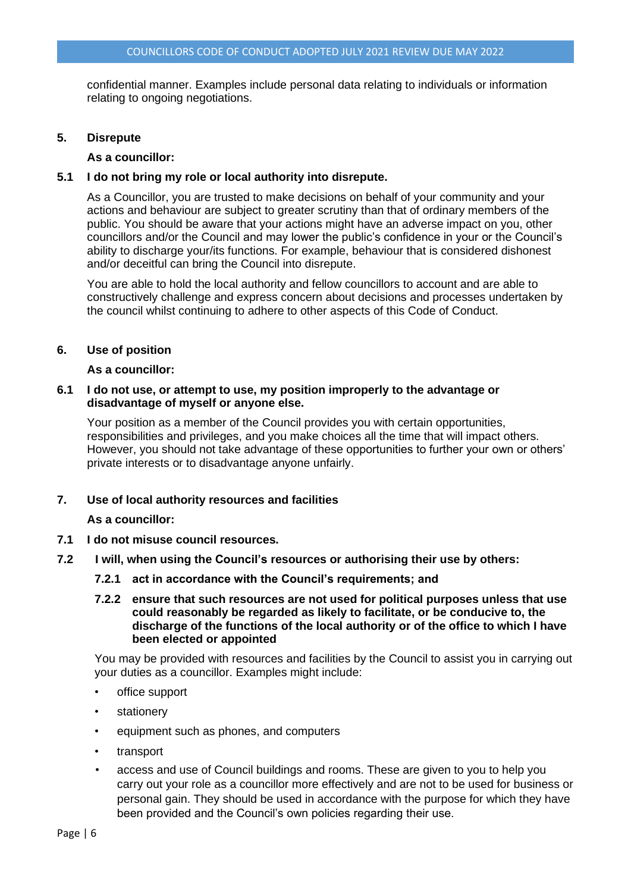confidential manner. Examples include personal data relating to individuals or information relating to ongoing negotiations.

## 5. Disrepute

**As a councillor:**

**5.1 I do not bring my role or local authority into disrepute.**

As a Councillor, you are trusted to make decisions on behalf of your community and your actions and behaviour are subject to greater scrutiny than that of ordinary members of the public. You should be aware that your actions might have an adverse impact on you, other councillors and/or the Council and may lower the public's confidence in your or the Council's ability to discharge your/its functions. For example, behaviour that is considered dishonest and/or deceitful can bring the Council into disrepute.

You are able to hold the local authority and fellow councillors to account and are able to constructively challenge and express concern about decisions and processes undertaken by the council whilst continuing to adhere to other aspects of this Code of Conduct.

## 6. Use of position

**As a councillor:**

**6.1 I do not use, or attempt to use, my position improperly to the advantage or disadvantage of myself or anyone else.**

Your position as a member of the Council provides you with certain opportunities, responsibilities and privileges, and you make choices all the time that will impact others. However, you should not take advantage of these opportunities to further your own or others' private interests or to disadvantage anyone unfairly.

## 7. Use of local authority resources and facilities

**As a councillor:**

**7.1 I do not misuse council resources.**

**7.2 I will, when using the Council's resources or authorising their use by others:**

**7.2.1 act in accordance with the Council's requirements; and**

**7.2.2 ensure that such resources are not used for political purposes unless that use could reasonably be regarded as likely to facilitate, or be conducive to, the discharge of the functions of the local authority or of the office to which I have been elected or appointed**

You may be provided with resources and facilities by the Council to assist you in carrying out your duties as a councillor. Examples might include:

- office support
- stationery
- equipment such as phones, and computers
- transport
- access and use of Council buildings and rooms. These are given to you to help you carry out your role as a councillor more effectively and are not to be used for business or personal gain. They should be used in accordance with the purpose for which they have been provided and the Council's own policies regarding their use.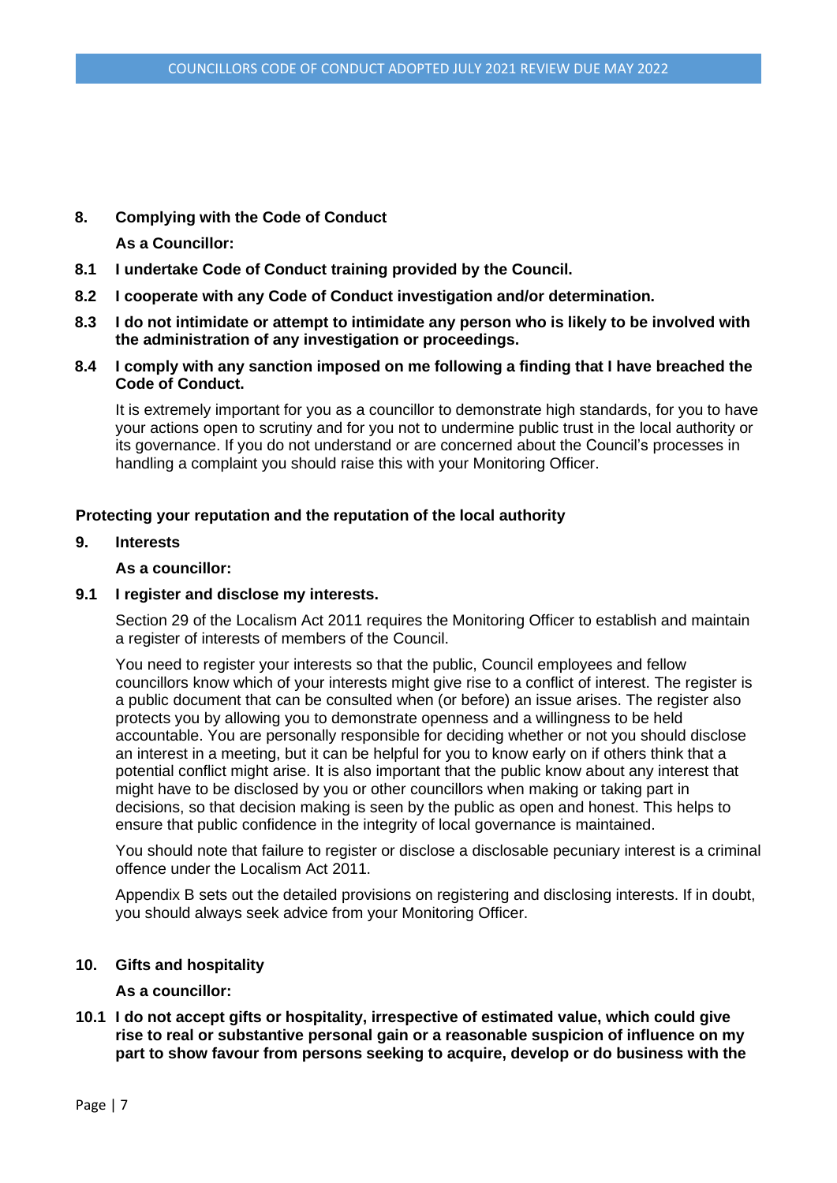**8. Complying with the Code of Conduct**

**As a Councillor:**

**8.1 I undertake Code of Conduct training provided by the Council.**

**8.2 I cooperate with any Code of Conduct investigation and/or determination.**

**8.3 I do not intimidate or attempt to intimidate any person who is likely to be involved with the administration of any investigation or proceedings.**

**8.4 I comply with any sanction imposed on me following a finding that I have breached the Code of Conduct.**

It is extremely important for you as a councillor to demonstrate high standards, for you to have your actions open to scrutiny and for you not to undermine public trust in the local authority or its governance. If you do not understand or are concerned about the Council's processes in handling a complaint you should raise this with your Monitoring Officer.

## Protecting your reputation and the reputation of the local authority

**9. Interests**

**As a councillor:**

**9.1 I register and disclose my interests.**

Section 29 of the Localism Act 2011 requires the Monitoring Officer to establish and maintain a register of interests of members of the Council.

You need to register your interests so that the public, Council employees and fellow councillors know which of your interests might give rise to a conflict of interest. The register is a public document that can be consulted when (or before) an issue arises. The register also protects you by allowing you to demonstrate openness and a willingness to be held accountable. You are personally responsible for deciding whether or not you should disclose an interest in a meeting, but it can be helpful for you to know early on if others think that a potential conflict might arise. It is also important that the public know about any interest that might have to be disclosed by you or other councillors when making or taking part in decisions, so that decision making is seen by the public as open and honest. This helps to ensure that public confidence in the integrity of local governance is maintained.

You should note that failure to register or disclose a disclosable pecuniary interest is a criminal offence under the Localism Act 2011.

Appendix B sets out the detailed provisions on registering and disclosing interests. If in doubt, you should always seek advice from your Monitoring Officer.

**10. Gifts and hospitality**

**As a councillor:**

**10.1 I do not accept gifts or hospitality, irrespective of estimated value, which could give rise to real or substantive personal gain or a reasonable suspicion of influence on my part to show favour from persons seeking to acquire, develop or do business with the**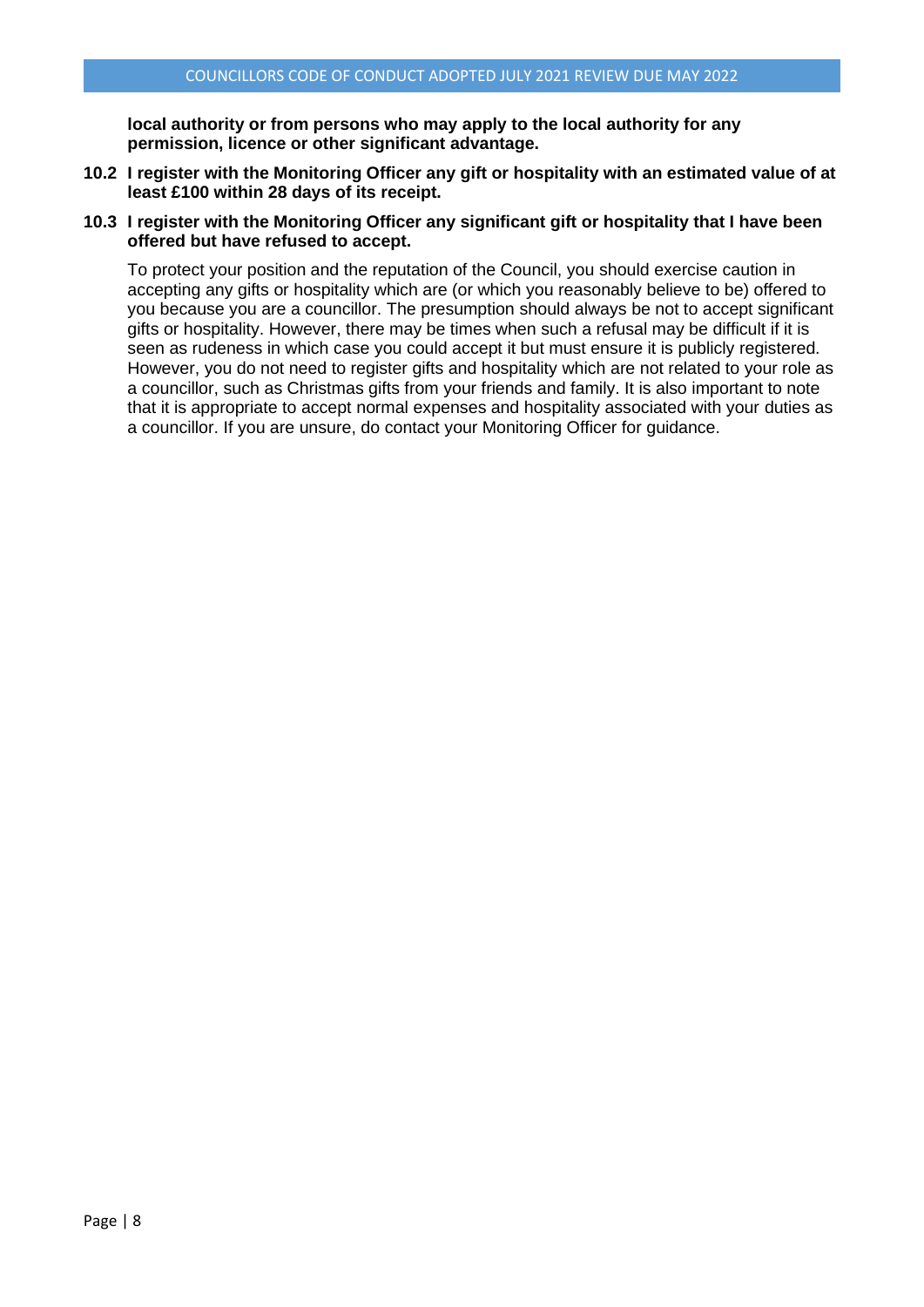**local authority or from persons who may apply to the local authority for any permission, licence or other significant advantage.**

**10.2 I register with the Monitoring Officer any gift or hospitality with an estimated value of at least £100 within 28 days of its receipt.**

**10.3 I register with the Monitoring Officer any significant gift or hospitality that I have been offered but have refused to accept.**

To protect your position and the reputation of the Council, you should exercise caution in accepting any gifts or hospitality which are (or which you reasonably believe to be) offered to you because you are a councillor. The presumption should always be not to accept significant gifts or hospitality. However, there may be times when such a refusal may be difficult if it is seen as rudeness in which case you could accept it but must ensure it is publicly registered. However, you do not need to register gifts and hospitality which are not related to your role as a councillor, such as Christmas gifts from your friends and family. It is also important to note that it is appropriate to accept normal expenses and hospitality associated with your duties as a councillor. If you are unsure, do contact your Monitoring Officer for guidance.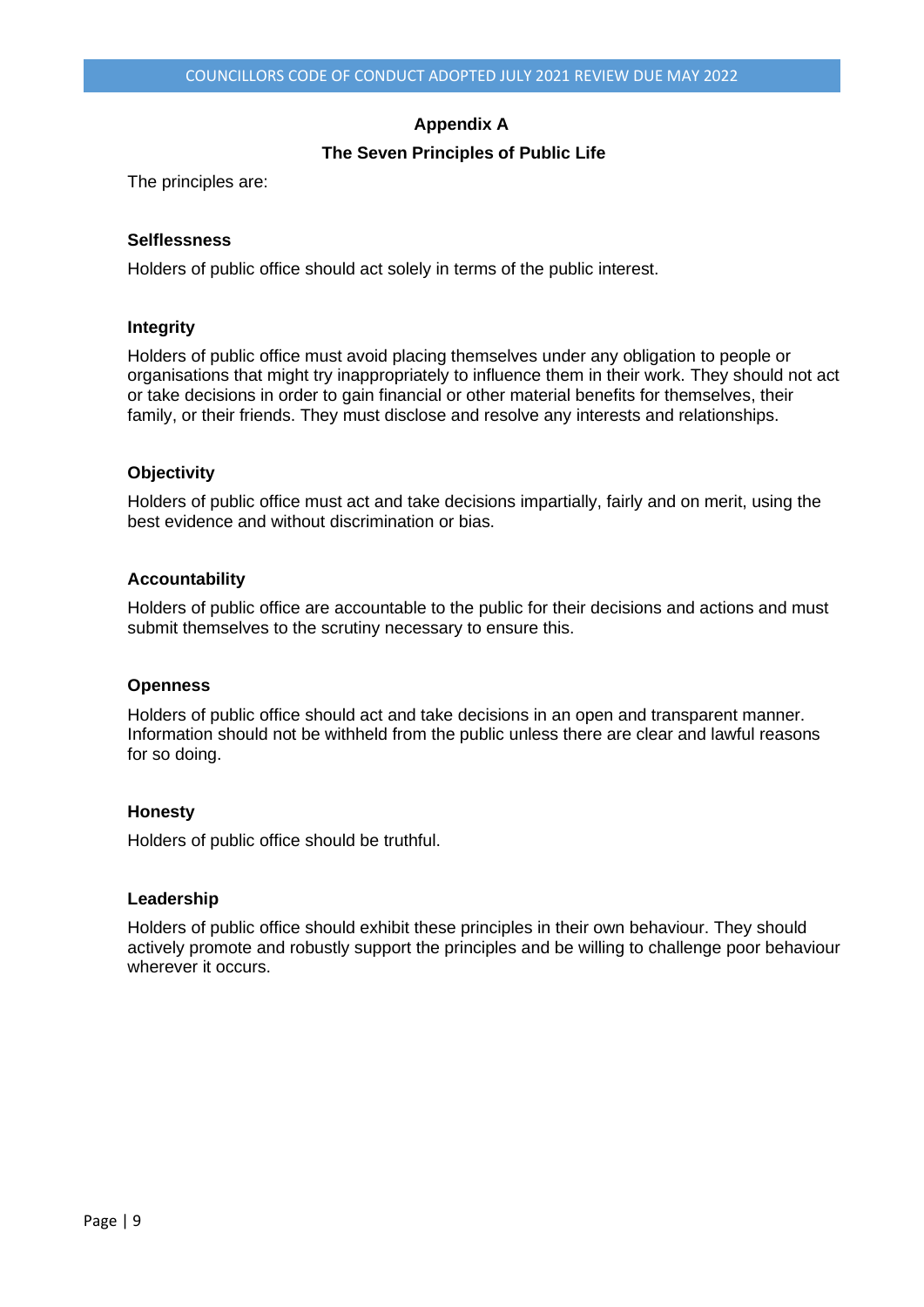## Appendix A

### The Seven Principles of Public Life

The principles are:

**Selflessness**

Holders of public office should act solely in terms of the public interest.

**Integrity**

Holders of public office must avoid placing themselves under any obligation to people or organisations that might try inappropriately to influence them in their work. They should not act or take decisions in order to gain financial or other material benefits for themselves, their family, or their friends. They must disclose and resolve any interests and relationships.

**Objectivity**

Holders of public office must act and take decisions impartially, fairly and on merit, using the best evidence and without discrimination or bias.

**Accountability**

Holders of public office are accountable to the public for their decisions and actions and must submit themselves to the scrutiny necessary to ensure this.

**Openness**

Holders of public office should act and take decisions in an open and transparent manner. Information should not be withheld from the public unless there are clear and lawful reasons for so doing.

**Honesty**

Holders of public office should be truthful.

**Leadership**

Holders of public office should exhibit these principles in their own behaviour. They should actively promote and robustly support the principles and be willing to challenge poor behaviour wherever it occurs.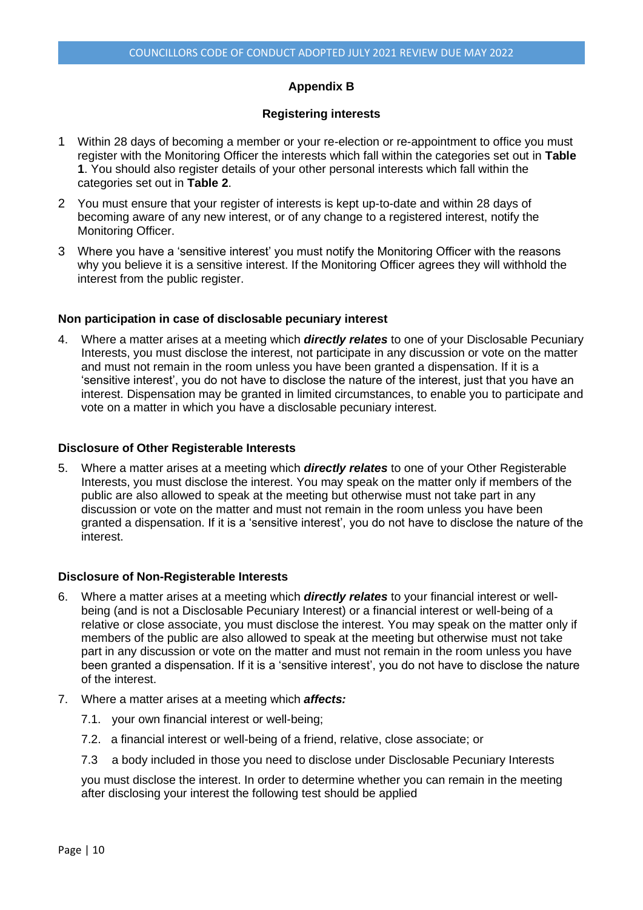## Appendix B

### Registering interests

1 Within 28 days of becoming a member or your re-election or re-appointment to office you must register with the Monitoring Officer the interests which fall within the categories set out in **Table 1**. You should also register details of your other personal interests which fall within the categories set out in **Table 2**.

2 You must ensure that your register of interests is kept up-to-date and within 28 days of becoming aware of any new interest, or of any change to a registered interest, notify the Monitoring Officer.

3 Where you have a 'sensitive interest' you must notify the Monitoring Officer with the reasons why you believe it is a sensitive interest. If the Monitoring Officer agrees they will withhold the interest from the public register.

### Non participation in case of disclosable pecuniary interest

4. Where a matter arises at a meeting which ***directly relates*** to one of your Disclosable Pecuniary Interests, you must disclose the interest, not participate in any discussion or vote on the matter and must not remain in the room unless you have been granted a dispensation. If it is a 'sensitive interest', you do not have to disclose the nature of the interest, just that you have an interest. Dispensation may be granted in limited circumstances, to enable you to participate and vote on a matter in which you have a disclosable pecuniary interest.

### Disclosure of Other Registerable Interests

5. Where a matter arises at a meeting which ***directly relates*** to one of your Other Registerable Interests, you must disclose the interest. You may speak on the matter only if members of the public are also allowed to speak at the meeting but otherwise must not take part in any discussion or vote on the matter and must not remain in the room unless you have been granted a dispensation. If it is a 'sensitive interest', you do not have to disclose the nature of the interest.

### Disclosure of Non-Registerable Interests

6. Where a matter arises at a meeting which ***directly relates*** to your financial interest or well-being (and is not a Disclosable Pecuniary Interest) or a financial interest or well-being of a relative or close associate, you must disclose the interest. You may speak on the matter only if members of the public are also allowed to speak at the meeting but otherwise must not take part in any discussion or vote on the matter and must not remain in the room unless you have been granted a dispensation. If it is a 'sensitive interest', you do not have to disclose the nature of the interest.

7. Where a matter arises at a meeting which ***affects:***

   7.1. your own financial interest or well-being;

   7.2. a financial interest or well-being of a friend, relative, close associate; or

   7.3 a body included in those you need to disclose under Disclosable Pecuniary Interests

   you must disclose the interest. In order to determine whether you can remain in the meeting after disclosing your interest the following test should be applied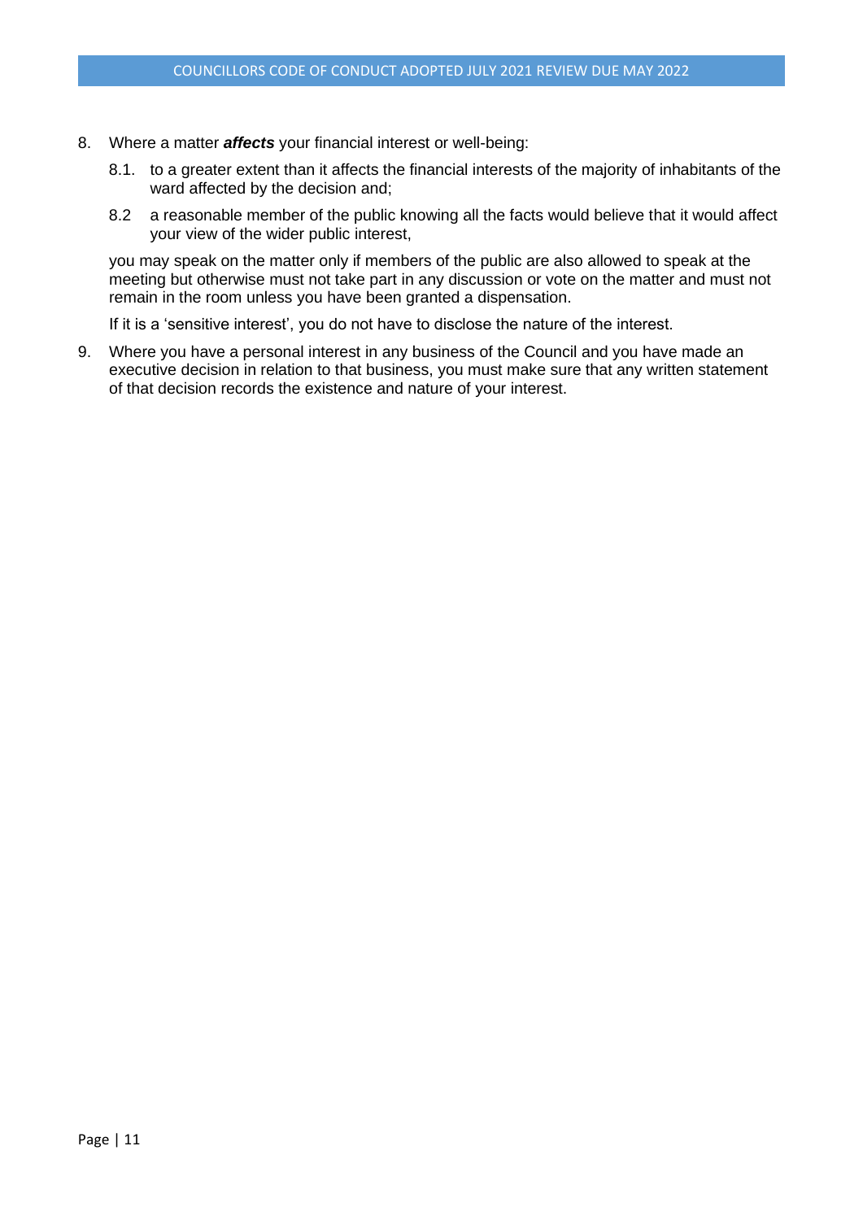8. Where a matter ***affects*** your financial interest or well-being:

   8.1. to a greater extent than it affects the financial interests of the majority of inhabitants of the ward affected by the decision and;

   8.2 a reasonable member of the public knowing all the facts would believe that it would affect your view of the wider public interest,

   you may speak on the matter only if members of the public are also allowed to speak at the meeting but otherwise must not take part in any discussion or vote on the matter and must not remain in the room unless you have been granted a dispensation.

   If it is a 'sensitive interest', you do not have to disclose the nature of the interest.

9. Where you have a personal interest in any business of the Council and you have made an executive decision in relation to that business, you must make sure that any written statement of that decision records the existence and nature of your interest.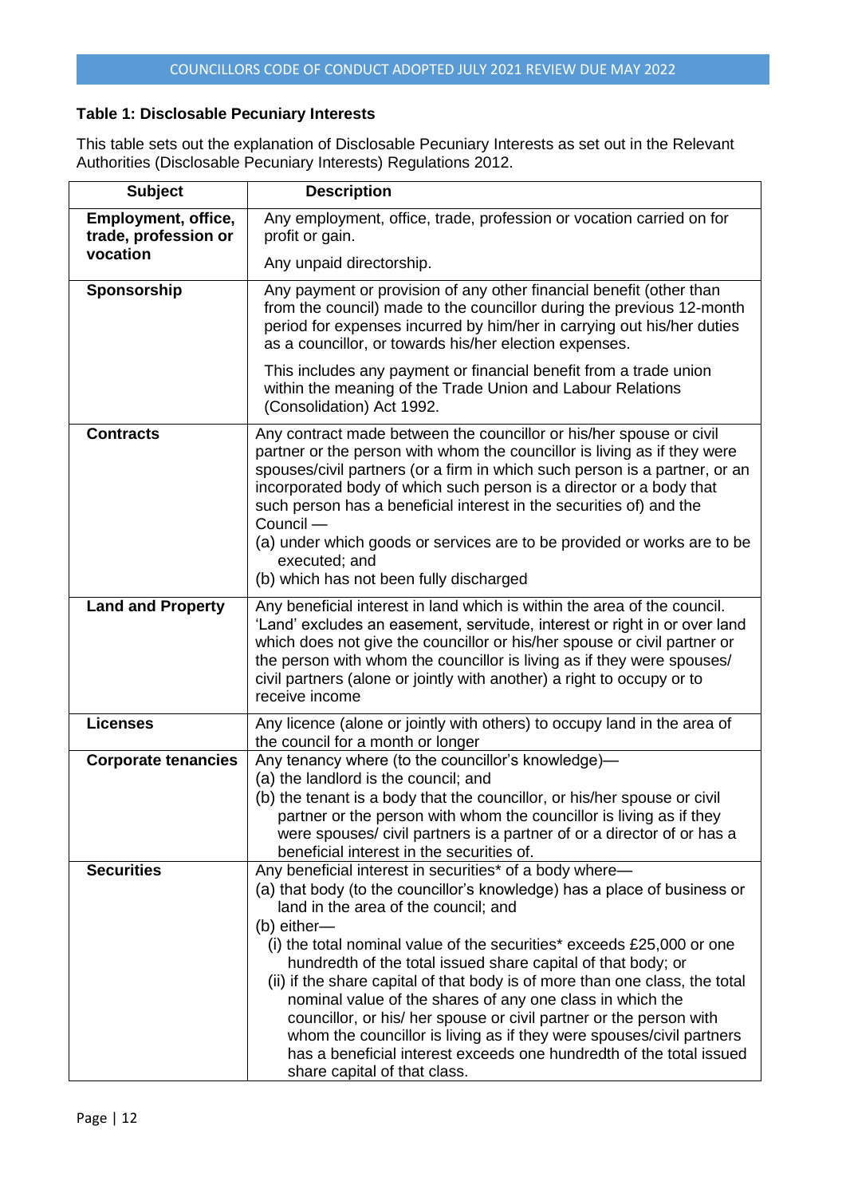**Table 1: Disclosable Pecuniary Interests**

This table sets out the explanation of Disclosable Pecuniary Interests as set out in the Relevant Authorities (Disclosable Pecuniary Interests) Regulations 2012.

| Subject | Description |
|---|---|
| **Employment, office, trade, profession or vocation** | Any employment, office, trade, profession or vocation carried on for profit or gain.<br><br>Any unpaid directorship. |
| **Sponsorship** | Any payment or provision of any other financial benefit (other than from the council) made to the councillor during the previous 12-month period for expenses incurred by him/her in carrying out his/her duties as a councillor, or towards his/her election expenses.<br><br>This includes any payment or financial benefit from a trade union within the meaning of the Trade Union and Labour Relations (Consolidation) Act 1992. |
| **Contracts** | Any contract made between the councillor or his/her spouse or civil partner or the person with whom the councillor is living as if they were spouses/civil partners (or a firm in which such person is a partner, or an incorporated body of which such person is a director or a body that such person has a beneficial interest in the securities of) and the Council —<br>(a) under which goods or services are to be provided or works are to be executed; and<br>(b) which has not been fully discharged |
| **Land and Property** | Any beneficial interest in land which is within the area of the council. 'Land' excludes an easement, servitude, interest or right in or over land which does not give the councillor or his/her spouse or civil partner or the person with whom the councillor is living as if they were spouses/ civil partners (alone or jointly with another) a right to occupy or to receive income |
| **Licenses** | Any licence (alone or jointly with others) to occupy land in the area of the council for a month or longer |
| **Corporate tenancies** | Any tenancy where (to the councillor's knowledge)—<br>(a) the landlord is the council; and<br>(b) the tenant is a body that the councillor, or his/her spouse or civil partner or the person with whom the councillor is living as if they were spouses/ civil partners is a partner of or a director of or has a beneficial interest in the securities of. |
| **Securities** | Any beneficial interest in securities* of a body where—<br>(a) that body (to the councillor's knowledge) has a place of business or land in the area of the council; and<br>(b) either—<br>(i) the total nominal value of the securities* exceeds £25,000 or one hundredth of the total issued share capital of that body; or<br>(ii) if the share capital of that body is of more than one class, the total nominal value of the shares of any one class in which the councillor, or his/ her spouse or civil partner or the person with whom the councillor is living as if they were spouses/civil partners has a beneficial interest exceeds one hundredth of the total issued share capital of that class. |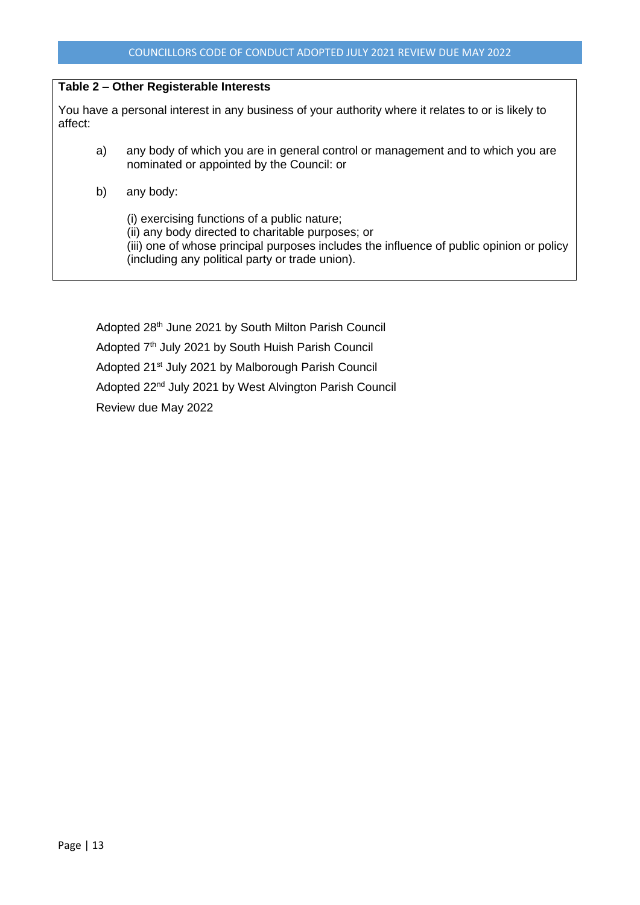**Table 2 – Other Registerable Interests**

You have a personal interest in any business of your authority where it relates to or is likely to affect:

a) any body of which you are in general control or management and to which you are nominated or appointed by the Council: or

b) any body:

(i) exercising functions of a public nature;
(ii) any body directed to charitable purposes; or
(iii) one of whose principal purposes includes the influence of public opinion or policy (including any political party or trade union).

Adopted 28th June 2021 by South Milton Parish Council

Adopted 7th July 2021 by South Huish Parish Council

Adopted 21st July 2021 by Malborough Parish Council

Adopted 22nd July 2021 by West Alvington Parish Council

Review due May 2022